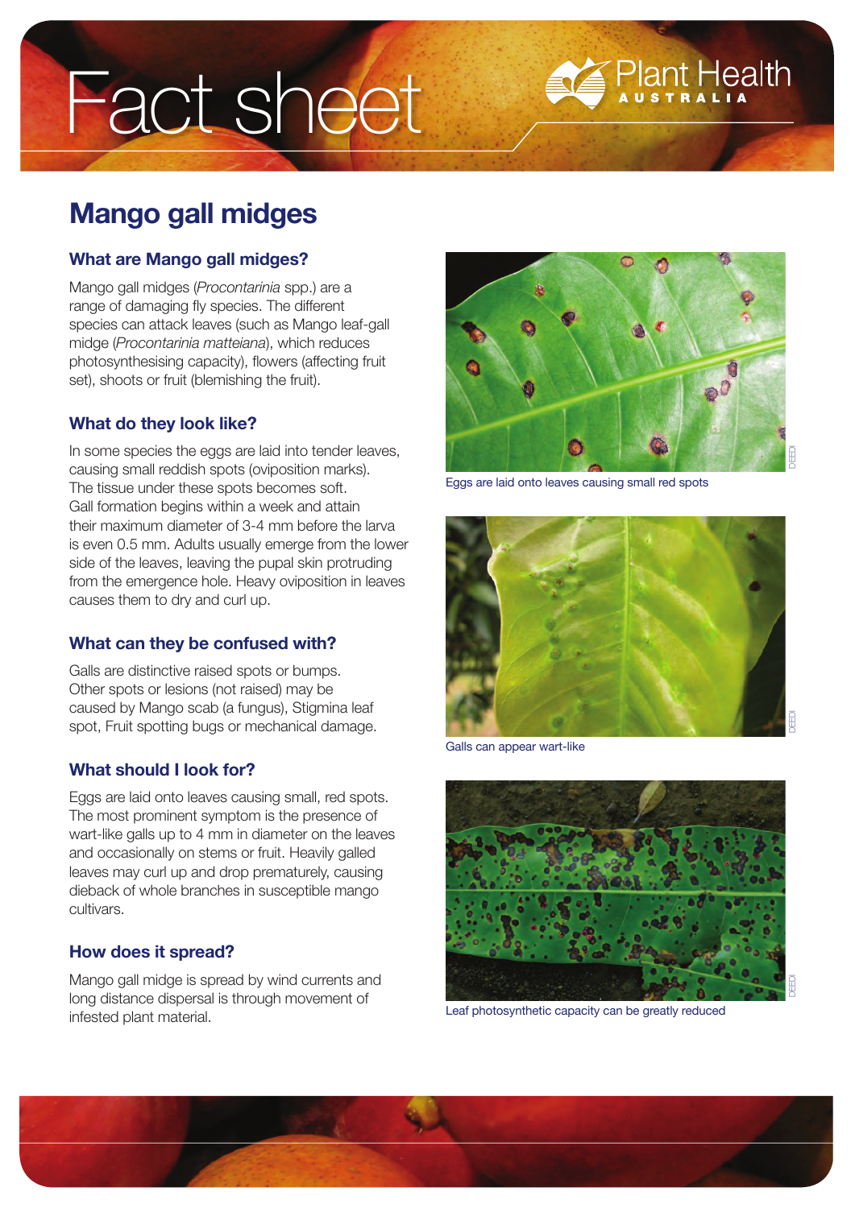# Fact sheet

Plant Health AUSTRALIA

## Mango gall midges

### What are Mango gall midges?

Mango gall midges (*Procontarinia* spp.) are a range of damaging fly species. The different species can attack leaves (such as Mango leaf-gall midge (*Procontarinia matteiana*), which reduces photosynthesising capacity), flowers (affecting fruit set), shoots or fruit (blemishing the fruit).

### What do they look like?

In some species the eggs are laid into tender leaves, causing small reddish spots (oviposition marks). The tissue under these spots becomes soft. Gall formation begins within a week and attain their maximum diameter of 3-4 mm before the larva is even 0.5 mm. Adults usually emerge from the lower side of the leaves, leaving the pupal skin protruding from the emergence hole. Heavy oviposition in leaves causes them to dry and curl up.

### What can they be confused with?

Galls are distinctive raised spots or bumps. Other spots or lesions (not raised) may be caused by Mango scab (a fungus), Stigmina leaf spot, Fruit spotting bugs or mechanical damage.

### What should I look for?

Eggs are laid onto leaves causing small, red spots. The most prominent symptom is the presence of wart-like galls up to 4 mm in diameter on the leaves and occasionally on stems or fruit. Heavily galled leaves may curl up and drop prematurely, causing dieback of whole branches in susceptible mango cultivars.

### How does it spread?

Mango gall midge is spread by wind currents and long distance dispersal is through movement of infested plant material.

DEEDI

Eggs are laid onto leaves causing small red spots

DEEDI

Galls can appear wart-like

DEEDI

Leaf photosynthetic capacity can be greatly reduced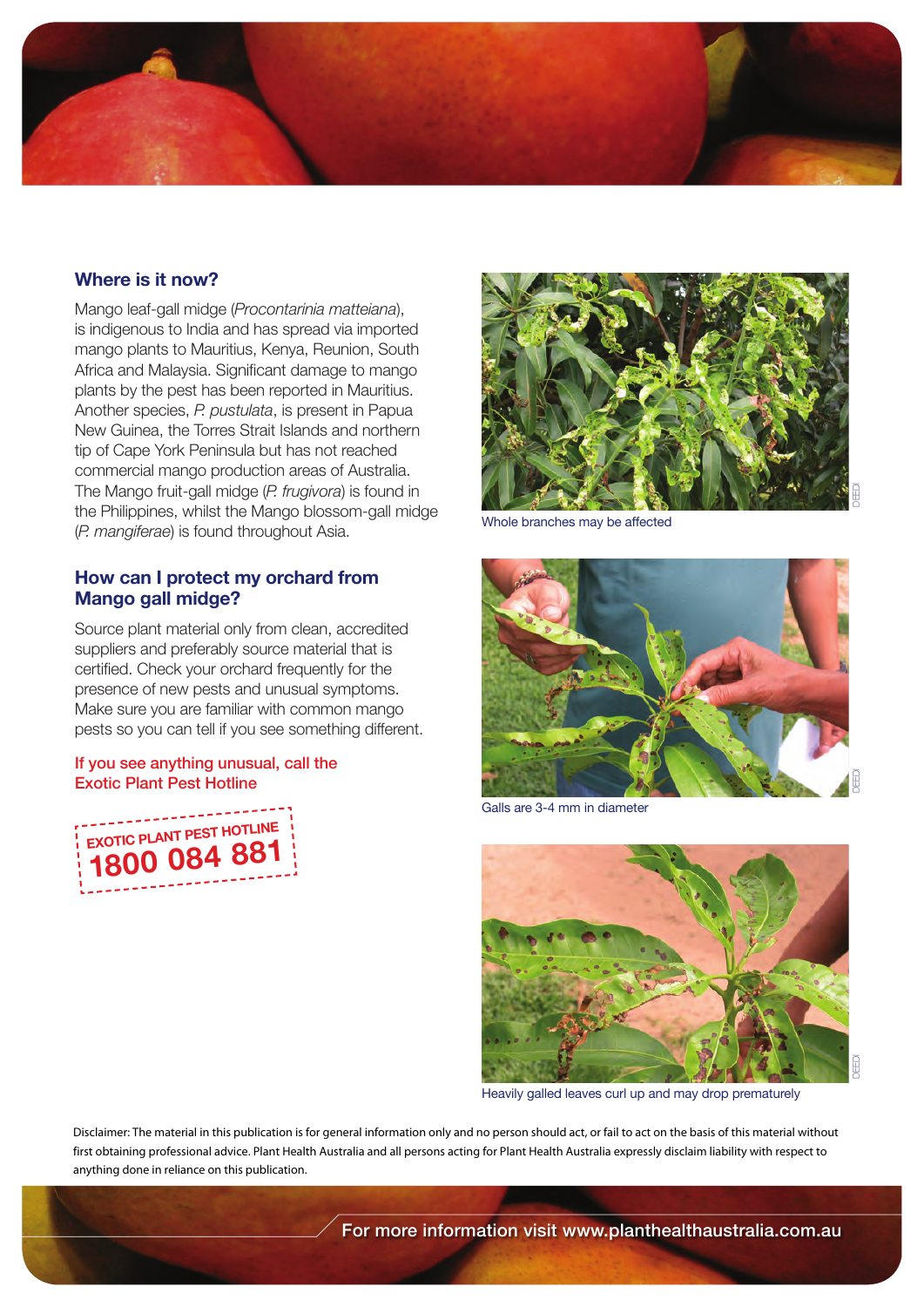## Where is it now?

Mango leaf-gall midge (*Procontarinia matteiana*), is indigenous to India and has spread via imported mango plants to Mauritius, Kenya, Reunion, South Africa and Malaysia. Significant damage to mango plants by the pest has been reported in Mauritius. Another species, *P. pustulata*, is present in Papua New Guinea, the Torres Strait Islands and northern tip of Cape York Peninsula but has not reached commercial mango production areas of Australia. The Mango fruit-gall midge (*P. frugivora*) is found in the Philippines, whilst the Mango blossom-gall midge (*P. mangiferae*) is found throughout Asia.

## How can I protect my orchard from Mango gall midge?

Source plant material only from clean, accredited suppliers and preferably source material that is certified. Check your orchard frequently for the presence of new pests and unusual symptoms. Make sure you are familiar with common mango pests so you can tell if you see something different.

**If you see anything unusual, call the Exotic Plant Pest Hotline**

**EXOTIC PLANT PEST HOTLINE**
**1800 084 881**

Whole branches may be affected

Galls are 3-4 mm in diameter

Heavily galled leaves curl up and may drop prematurely

Disclaimer: The material in this publication is for general information only and no person should act, or fail to act on the basis of this material without first obtaining professional advice. Plant Health Australia and all persons acting for Plant Health Australia expressly disclaim liability with respect to anything done in reliance on this publication.

For more information visit www.planthealthaustralia.com.au